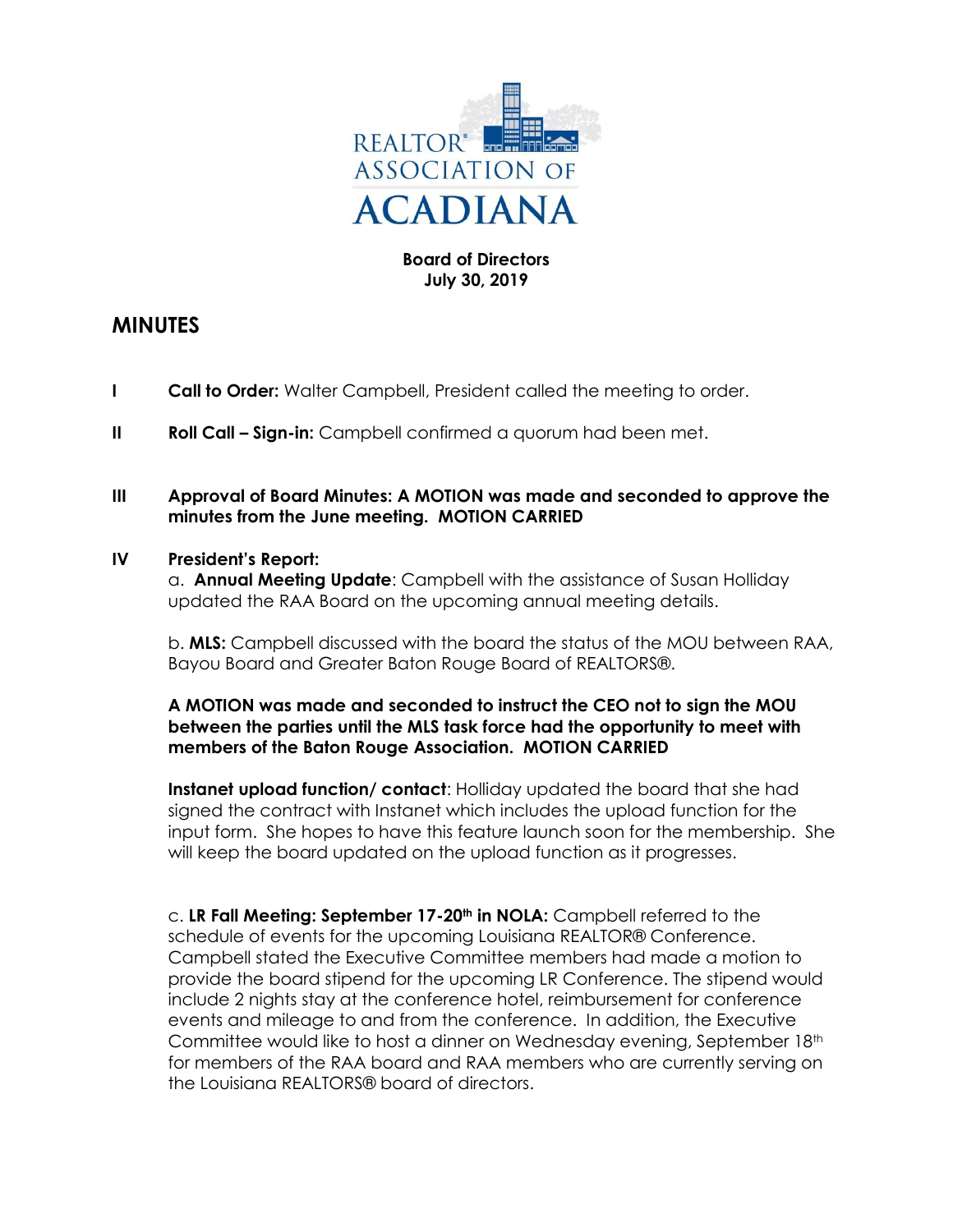REALTOR® ASSOCIATION OF ACADIANA

**Board of Directors**
**July 30, 2019**

# MINUTES

**I** **Call to Order:** Walter Campbell, President called the meeting to order.

**II** **Roll Call – Sign-in:** Campbell confirmed a quorum had been met.

**III** **Approval of Board Minutes: A MOTION was made and seconded to approve the minutes from the June meeting. MOTION CARRIED**

**IV** **President's Report:**

a. **Annual Meeting Update**: Campbell with the assistance of Susan Holliday updated the RAA Board on the upcoming annual meeting details.

b. **MLS:** Campbell discussed with the board the status of the MOU between RAA, Bayou Board and Greater Baton Rouge Board of REALTORS®.

**A MOTION was made and seconded to instruct the CEO not to sign the MOU between the parties until the MLS task force had the opportunity to meet with members of the Baton Rouge Association. MOTION CARRIED**

**Instanet upload function/ contact**: Holliday updated the board that she had signed the contract with Instanet which includes the upload function for the input form. She hopes to have this feature launch soon for the membership. She will keep the board updated on the upload function as it progresses.

c. **LR Fall Meeting: September 17-20th in NOLA:** Campbell referred to the schedule of events for the upcoming Louisiana REALTOR® Conference. Campbell stated the Executive Committee members had made a motion to provide the board stipend for the upcoming LR Conference. The stipend would include 2 nights stay at the conference hotel, reimbursement for conference events and mileage to and from the conference. In addition, the Executive Committee would like to host a dinner on Wednesday evening, September 18th for members of the RAA board and RAA members who are currently serving on the Louisiana REALTORS® board of directors.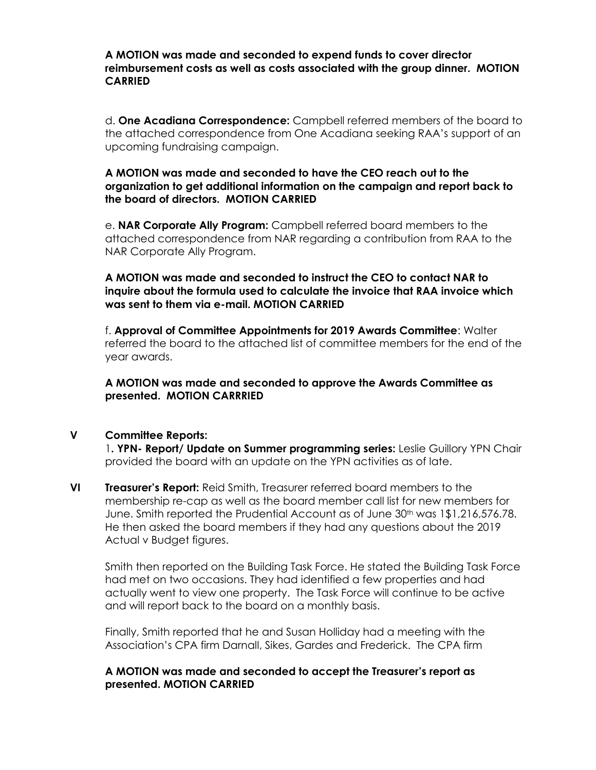**A MOTION was made and seconded to expend funds to cover director reimbursement costs as well as costs associated with the group dinner. MOTION CARRIED**

d. **One Acadiana Correspondence:** Campbell referred members of the board to the attached correspondence from One Acadiana seeking RAA's support of an upcoming fundraising campaign.

**A MOTION was made and seconded to have the CEO reach out to the organization to get additional information on the campaign and report back to the board of directors. MOTION CARRIED**

e. **NAR Corporate Ally Program:** Campbell referred board members to the attached correspondence from NAR regarding a contribution from RAA to the NAR Corporate Ally Program.

**A MOTION was made and seconded to instruct the CEO to contact NAR to inquire about the formula used to calculate the invoice that RAA invoice which was sent to them via e-mail. MOTION CARRIED**

f. **Approval of Committee Appointments for 2019 Awards Committee**: Walter referred the board to the attached list of committee members for the end of the year awards.

**A MOTION was made and seconded to approve the Awards Committee as presented. MOTION CARRRIED**

**V Committee Reports:**

1. **YPN- Report/ Update on Summer programming series:** Leslie Guillory YPN Chair provided the board with an update on the YPN activities as of late.

**VI Treasurer's Report:** Reid Smith, Treasurer referred board members to the membership re-cap as well as the board member call list for new members for June. Smith reported the Prudential Account as of June 30th was 1$1,216,576.78. He then asked the board members if they had any questions about the 2019 Actual v Budget figures.

Smith then reported on the Building Task Force. He stated the Building Task Force had met on two occasions. They had identified a few properties and had actually went to view one property. The Task Force will continue to be active and will report back to the board on a monthly basis.

Finally, Smith reported that he and Susan Holliday had a meeting with the Association's CPA firm Darnall, Sikes, Gardes and Frederick. The CPA firm

**A MOTION was made and seconded to accept the Treasurer's report as presented. MOTION CARRIED**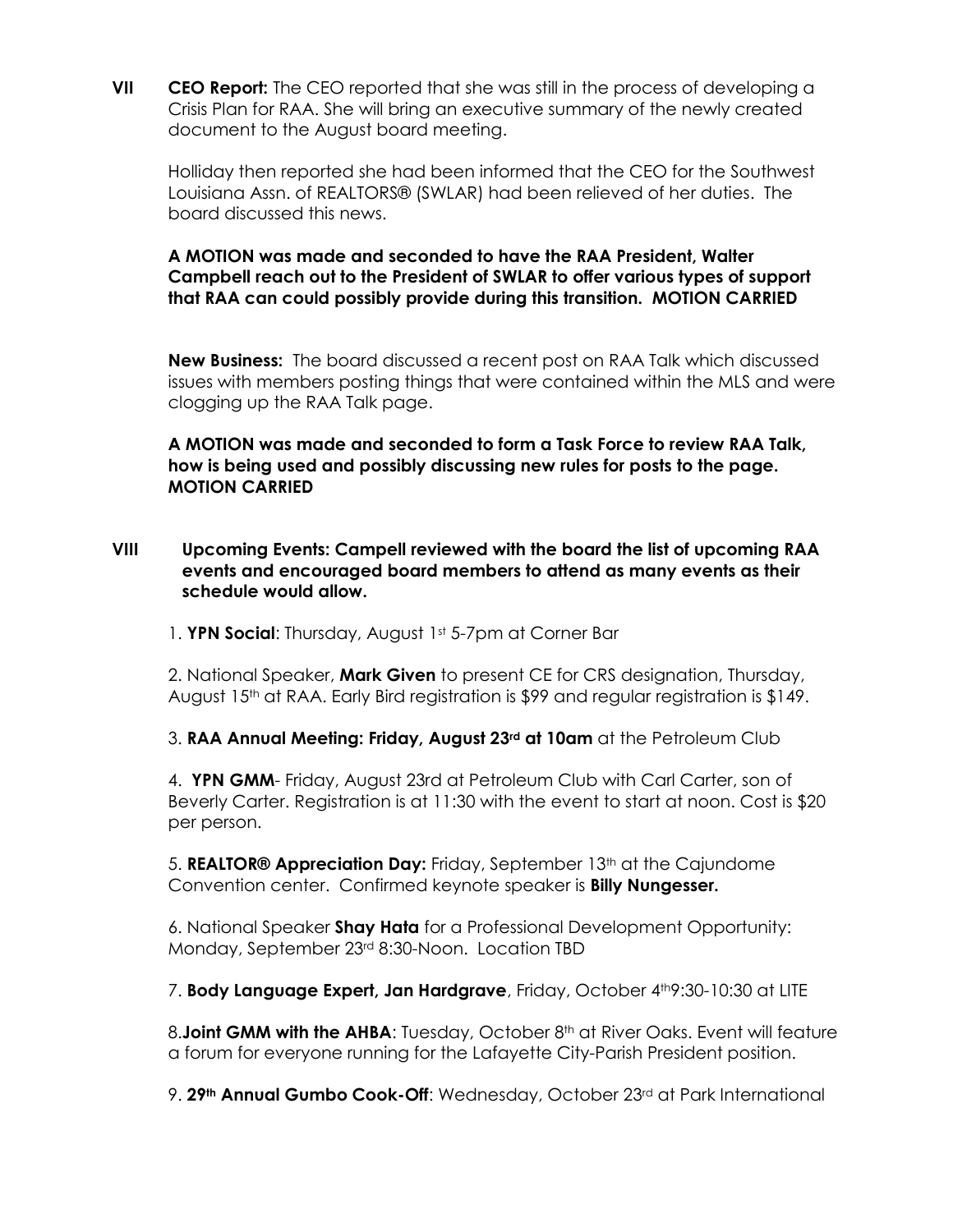**VII** **CEO Report:** The CEO reported that she was still in the process of developing a Crisis Plan for RAA. She will bring an executive summary of the newly created document to the August board meeting.

Holliday then reported she had been informed that the CEO for the Southwest Louisiana Assn. of REALTORS® (SWLAR) had been relieved of her duties. The board discussed this news.

**A MOTION was made and seconded to have the RAA President, Walter Campbell reach out to the President of SWLAR to offer various types of support that RAA can could possibly provide during this transition. MOTION CARRIED**

**New Business:** The board discussed a recent post on RAA Talk which discussed issues with members posting things that were contained within the MLS and were clogging up the RAA Talk page.

**A MOTION was made and seconded to form a Task Force to review RAA Talk, how is being used and possibly discussing new rules for posts to the page. MOTION CARRIED**

**VIII** **Upcoming Events: Campell reviewed with the board the list of upcoming RAA events and encouraged board members to attend as many events as their schedule would allow.**

1. **YPN Social**: Thursday, August 1st 5-7pm at Corner Bar

2. National Speaker, **Mark Given** to present CE for CRS designation, Thursday, August 15th at RAA. Early Bird registration is $99 and regular registration is $149.

3. **RAA Annual Meeting: Friday, August 23rd at 10am** at the Petroleum Club

4. **YPN GMM**- Friday, August 23rd at Petroleum Club with Carl Carter, son of Beverly Carter. Registration is at 11:30 with the event to start at noon. Cost is $20 per person.

5. **REALTOR® Appreciation Day:** Friday, September 13th at the Cajundome Convention center. Confirmed keynote speaker is **Billy Nungesser.**

6. National Speaker **Shay Hata** for a Professional Development Opportunity: Monday, September 23rd 8:30-Noon. Location TBD

7. **Body Language Expert, Jan Hardgrave**, Friday, October 4th9:30-10:30 at LITE

8.**Joint GMM with the AHBA**: Tuesday, October 8th at River Oaks. Event will feature a forum for everyone running for the Lafayette City-Parish President position.

9. **29th Annual Gumbo Cook-Off**: Wednesday, October 23rd at Park International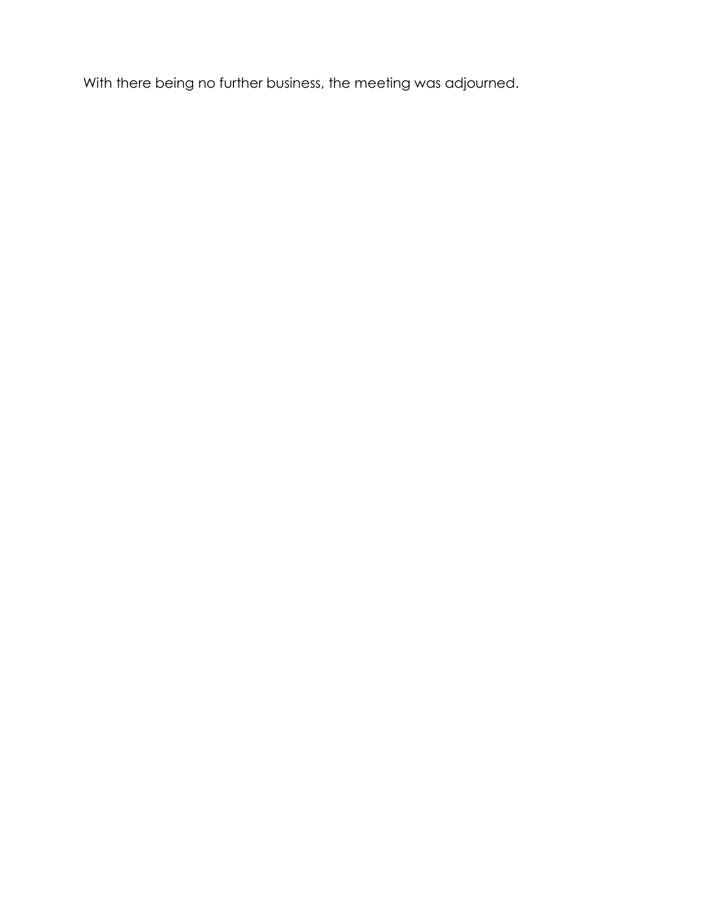With there being no further business, the meeting was adjourned.